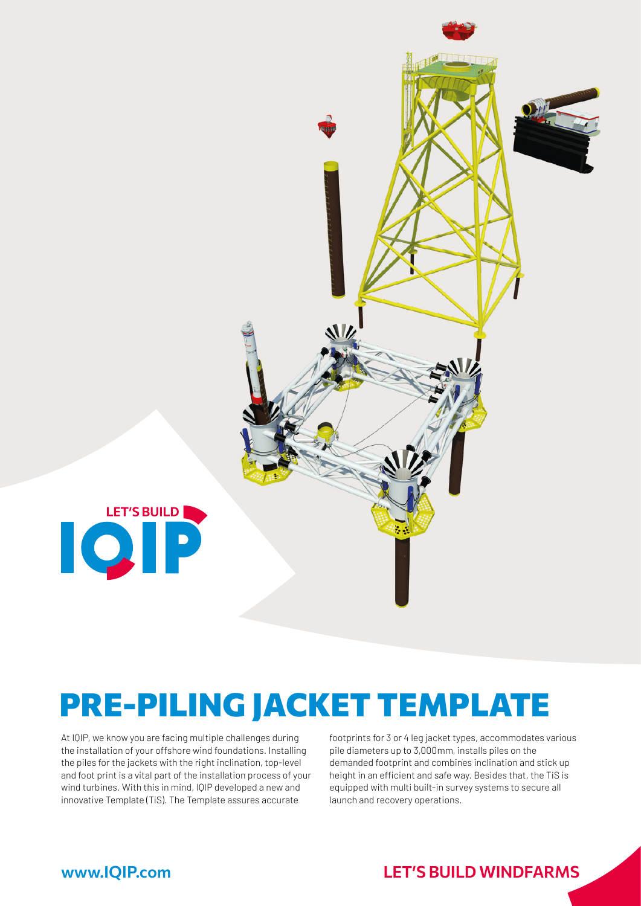LET'S BUILD IQIP

# PRE-PILING JACKET TEMPLATE

At IQIP, we know you are facing multiple challenges during the installation of your offshore wind foundations. Installing the piles for the jackets with the right inclination, top-level and foot print is a vital part of the installation process of your wind turbines. With this in mind, IQIP developed a new and innovative Template (TiS). The Template assures accurate footprints for 3 or 4 leg jacket types, accommodates various pile diameters up to 3,000mm, installs piles on the demanded footprint and combines inclination and stick up height in an efficient and safe way. Besides that, the TiS is equipped with multi built-in survey systems to secure all launch and recovery operations.

**www.IQIP.com**

**LET'S BUILD WINDFARMS**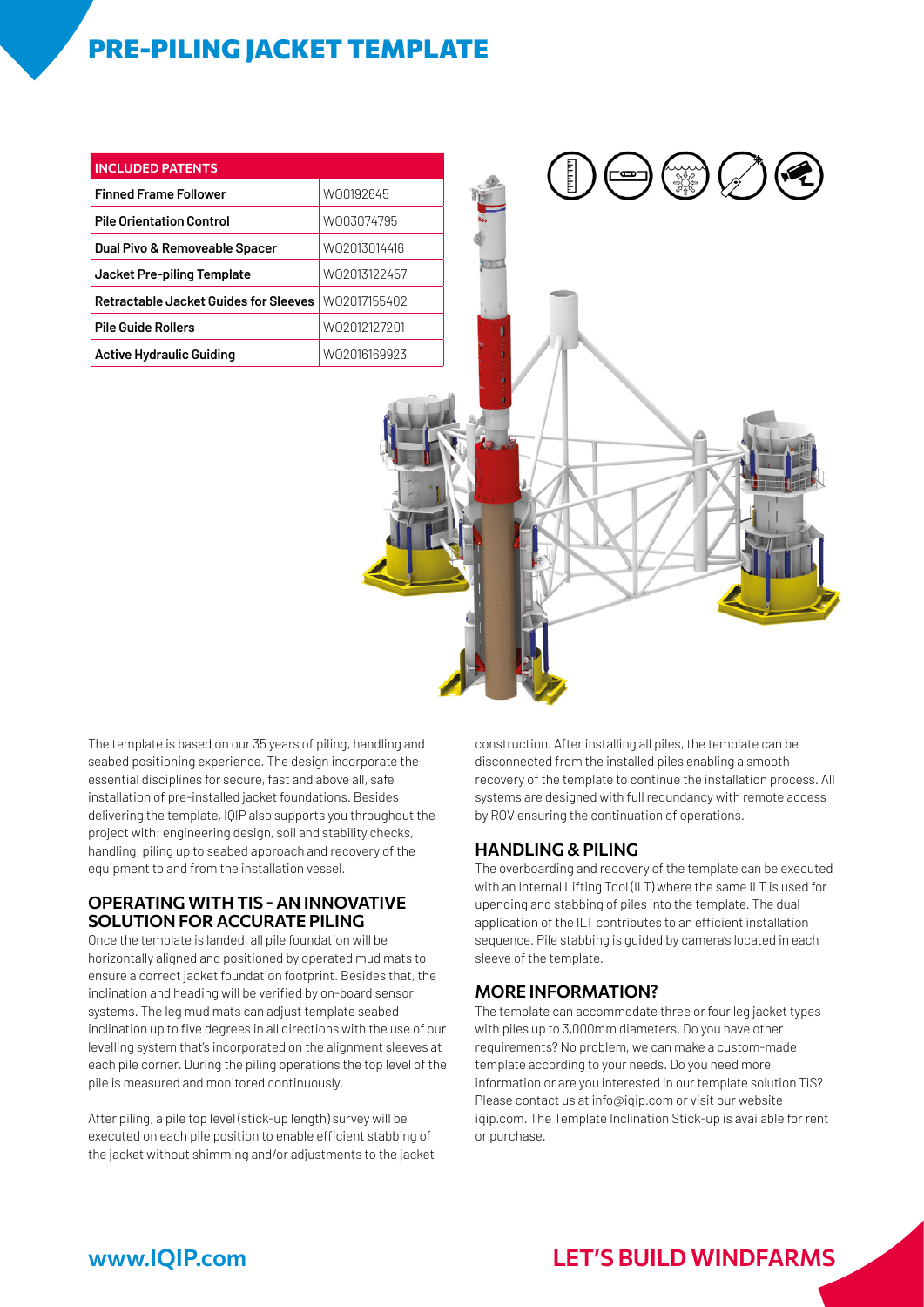# PRE-PILING JACKET TEMPLATE

| INCLUDED PATENTS | |
|---|---|
| **Finned Frame Follower** | WO0192645 |
| **Pile Orientation Control** | WO03074795 |
| **Dual Pivo & Removeable Spacer** | WO2013014416 |
| **Jacket Pre-piling Template** | WO2013122457 |
| **Retractable Jacket Guides for Sleeves** | WO2017155402 |
| **Pile Guide Rollers** | WO2012127201 |
| **Active Hydraulic Guiding** | WO2016169923 |

The template is based on our 35 years of piling, handling and seabed positioning experience. The design incorporate the essential disciplines for secure, fast and above all, safe installation of pre-installed jacket foundations. Besides delivering the template, IQIP also supports you throughout the project with: engineering design, soil and stability checks, handling, piling up to seabed approach and recovery of the equipment to and from the installation vessel.

## OPERATING WITH TIS - AN INNOVATIVE SOLUTION FOR ACCURATE PILING

Once the template is landed, all pile foundation will be horizontally aligned and positioned by operated mud mats to ensure a correct jacket foundation footprint. Besides that, the inclination and heading will be verified by on-board sensor systems. The leg mud mats can adjust template seabed inclination up to five degrees in all directions with the use of our levelling system that's incorporated on the alignment sleeves at each pile corner. During the piling operations the top level of the pile is measured and monitored continuously.

After piling, a pile top level (stick-up length) survey will be executed on each pile position to enable efficient stabbing of the jacket without shimming and/or adjustments to the jacket construction. After installing all piles, the template can be disconnected from the installed piles enabling a smooth recovery of the template to continue the installation process. All systems are designed with full redundancy with remote access by ROV ensuring the continuation of operations.

## HANDLING & PILING

The overboarding and recovery of the template can be executed with an Internal Lifting Tool (ILT) where the same ILT is used for upending and stabbing of piles into the template. The dual application of the ILT contributes to an efficient installation sequence. Pile stabbing is guided by camera's located in each sleeve of the template.

## MORE INFORMATION?

The template can accommodate three or four leg jacket types with piles up to 3,000mm diameters. Do you have other requirements? No problem, we can make a custom-made template according to your needs. Do you need more information or are you interested in our template solution TiS? Please contact us at info@iqip.com or visit our website iqip.com. The Template Inclination Stick-up is available for rent or purchase.

**www.IQIP.com**

**LET'S BUILD WINDFARMS**